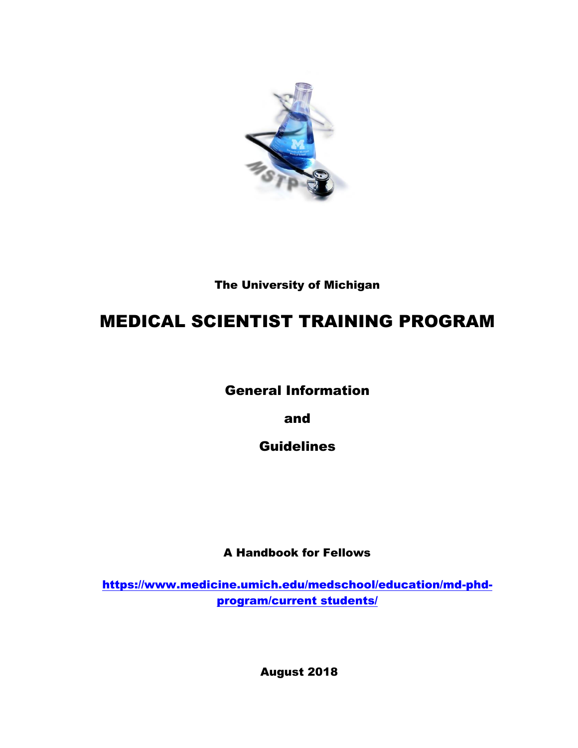The University of Michigan

# MEDICAL SCIENTIST TRAINING PROGRAM

## General Information

## and

## Guidelines

**A Handbook for Fellows**

**https://www.medicine.umich.edu/medschool/education/md-phd-program/current students/**

**August 2018**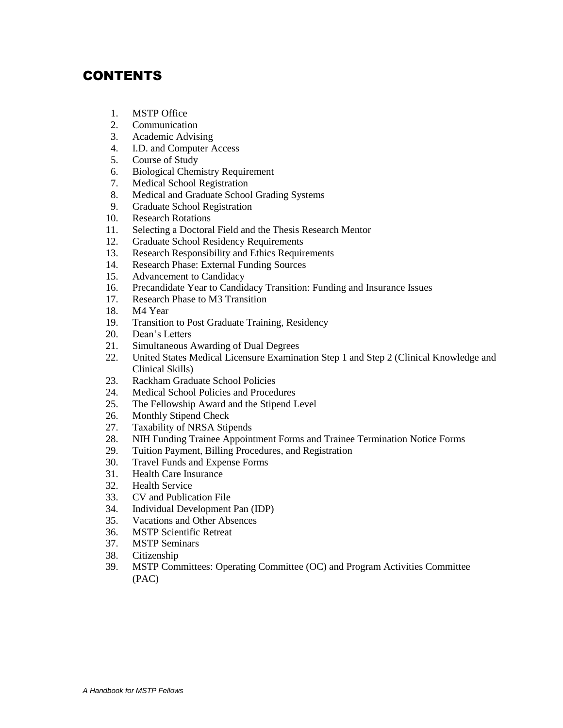# CONTENTS

1. MSTP Office
2. Communication
3. Academic Advising
4. I.D. and Computer Access
5. Course of Study
6. Biological Chemistry Requirement
7. Medical School Registration
8. Medical and Graduate School Grading Systems
9. Graduate School Registration
10. Research Rotations
11. Selecting a Doctoral Field and the Thesis Research Mentor
12. Graduate School Residency Requirements
13. Research Responsibility and Ethics Requirements
14. Research Phase: External Funding Sources
15. Advancement to Candidacy
16. Precandidate Year to Candidacy Transition: Funding and Insurance Issues
17. Research Phase to M3 Transition
18. M4 Year
19. Transition to Post Graduate Training, Residency
20. Dean's Letters
21. Simultaneous Awarding of Dual Degrees
22. United States Medical Licensure Examination Step 1 and Step 2 (Clinical Knowledge and Clinical Skills)
23. Rackham Graduate School Policies
24. Medical School Policies and Procedures
25. The Fellowship Award and the Stipend Level
26. Monthly Stipend Check
27. Taxability of NRSA Stipends
28. NIH Funding Trainee Appointment Forms and Trainee Termination Notice Forms
29. Tuition Payment, Billing Procedures, and Registration
30. Travel Funds and Expense Forms
31. Health Care Insurance
32. Health Service
33. CV and Publication File
34. Individual Development Pan (IDP)
35. Vacations and Other Absences
36. MSTP Scientific Retreat
37. MSTP Seminars
38. Citizenship
39. MSTP Committees: Operating Committee (OC) and Program Activities Committee (PAC)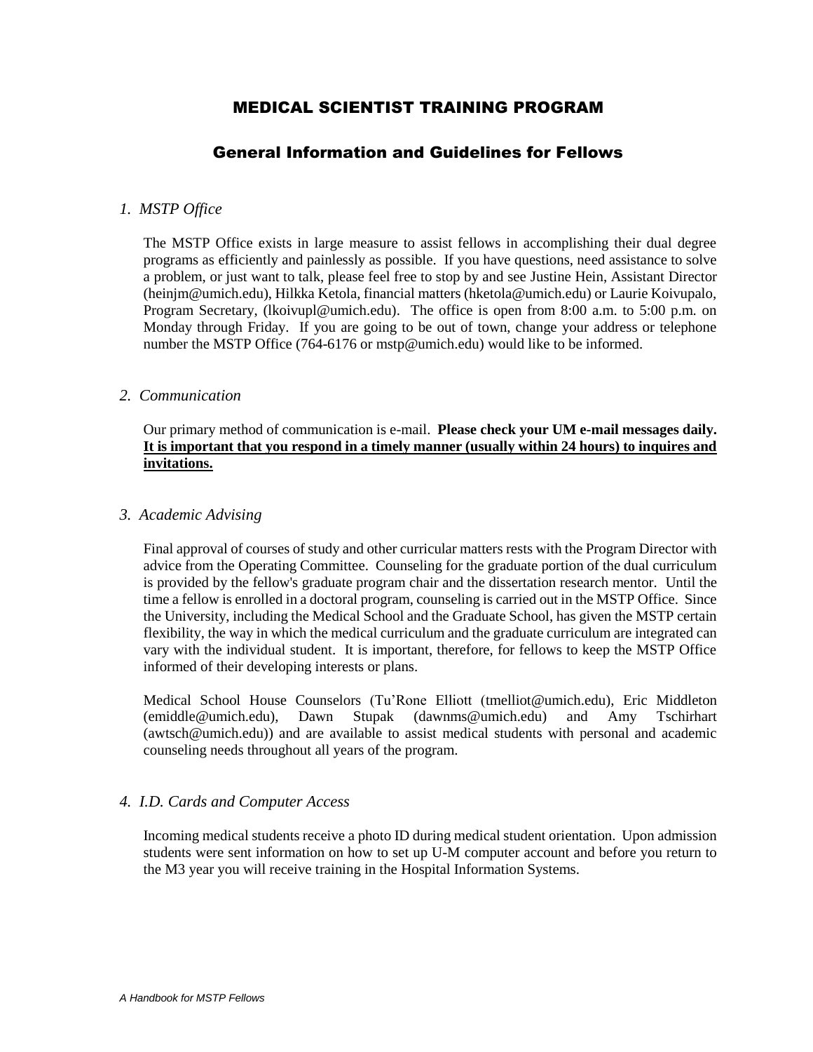# MEDICAL SCIENTIST TRAINING PROGRAM

## General Information and Guidelines for Fellows

### *1. MSTP Office*

The MSTP Office exists in large measure to assist fellows in accomplishing their dual degree programs as efficiently and painlessly as possible. If you have questions, need assistance to solve a problem, or just want to talk, please feel free to stop by and see Justine Hein, Assistant Director (heinjm@umich.edu), Hilkka Ketola, financial matters (hketola@umich.edu) or Laurie Koivupalo, Program Secretary, (lkoivupl@umich.edu). The office is open from 8:00 a.m. to 5:00 p.m. on Monday through Friday. If you are going to be out of town, change your address or telephone number the MSTP Office (764-6176 or mstp@umich.edu) would like to be informed.

### *2. Communication*

Our primary method of communication is e-mail. **Please check your UM e-mail messages daily. <u>It is important that you respond in a timely manner (usually within 24 hours) to inquires and invitations.</u>**

### *3. Academic Advising*

Final approval of courses of study and other curricular matters rests with the Program Director with advice from the Operating Committee. Counseling for the graduate portion of the dual curriculum is provided by the fellow's graduate program chair and the dissertation research mentor. Until the time a fellow is enrolled in a doctoral program, counseling is carried out in the MSTP Office. Since the University, including the Medical School and the Graduate School, has given the MSTP certain flexibility, the way in which the medical curriculum and the graduate curriculum are integrated can vary with the individual student. It is important, therefore, for fellows to keep the MSTP Office informed of their developing interests or plans.

Medical School House Counselors (Tu'Rone Elliott (tmelliot@umich.edu), Eric Middleton (emiddle@umich.edu), Dawn Stupak (dawnms@umich.edu) and Amy Tschirhart (awtsch@umich.edu)) and are available to assist medical students with personal and academic counseling needs throughout all years of the program.

### *4. I.D. Cards and Computer Access*

Incoming medical students receive a photo ID during medical student orientation. Upon admission students were sent information on how to set up U-M computer account and before you return to the M3 year you will receive training in the Hospital Information Systems.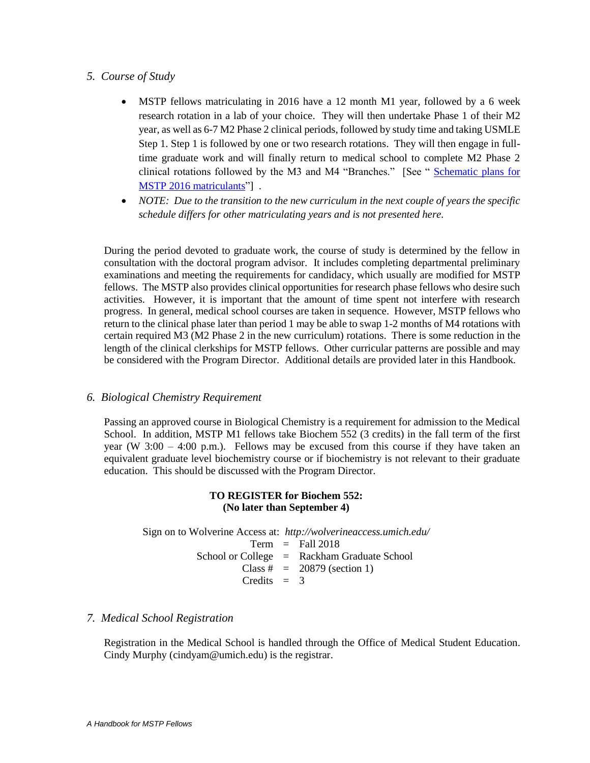## *5. Course of Study*

- MSTP fellows matriculating in 2016 have a 12 month M1 year, followed by a 6 week research rotation in a lab of your choice. They will then undertake Phase 1 of their M2 year, as well as 6-7 M2 Phase 2 clinical periods, followed by study time and taking USMLE Step 1. Step 1 is followed by one or two research rotations. They will then engage in full-time graduate work and will finally return to medical school to complete M2 Phase 2 clinical rotations followed by the M3 and M4 "Branches." [See " Schematic plans for MSTP 2016 matriculants"] .
- *NOTE: Due to the transition to the new curriculum in the next couple of years the specific schedule differs for other matriculating years and is not presented here.*

During the period devoted to graduate work, the course of study is determined by the fellow in consultation with the doctoral program advisor. It includes completing departmental preliminary examinations and meeting the requirements for candidacy, which usually are modified for MSTP fellows. The MSTP also provides clinical opportunities for research phase fellows who desire such activities. However, it is important that the amount of time spent not interfere with research progress. In general, medical school courses are taken in sequence. However, MSTP fellows who return to the clinical phase later than period 1 may be able to swap 1-2 months of M4 rotations with certain required M3 (M2 Phase 2 in the new curriculum) rotations. There is some reduction in the length of the clinical clerkships for MSTP fellows. Other curricular patterns are possible and may be considered with the Program Director. Additional details are provided later in this Handbook.

## *6. Biological Chemistry Requirement*

Passing an approved course in Biological Chemistry is a requirement for admission to the Medical School. In addition, MSTP M1 fellows take Biochem 552 (3 credits) in the fall term of the first year (W 3:00 – 4:00 p.m.). Fellows may be excused from this course if they have taken an equivalent graduate level biochemistry course or if biochemistry is not relevant to their graduate education. This should be discussed with the Program Director.

**TO REGISTER for Biochem 552:**
**(No later than September 4)**

Sign on to Wolverine Access at: *http://wolverineaccess.umich.edu/*

Term = Fall 2018
School or College = Rackham Graduate School
Class # = 20879 (section 1)
Credits = 3

## *7. Medical School Registration*

Registration in the Medical School is handled through the Office of Medical Student Education. Cindy Murphy (cindyam@umich.edu) is the registrar.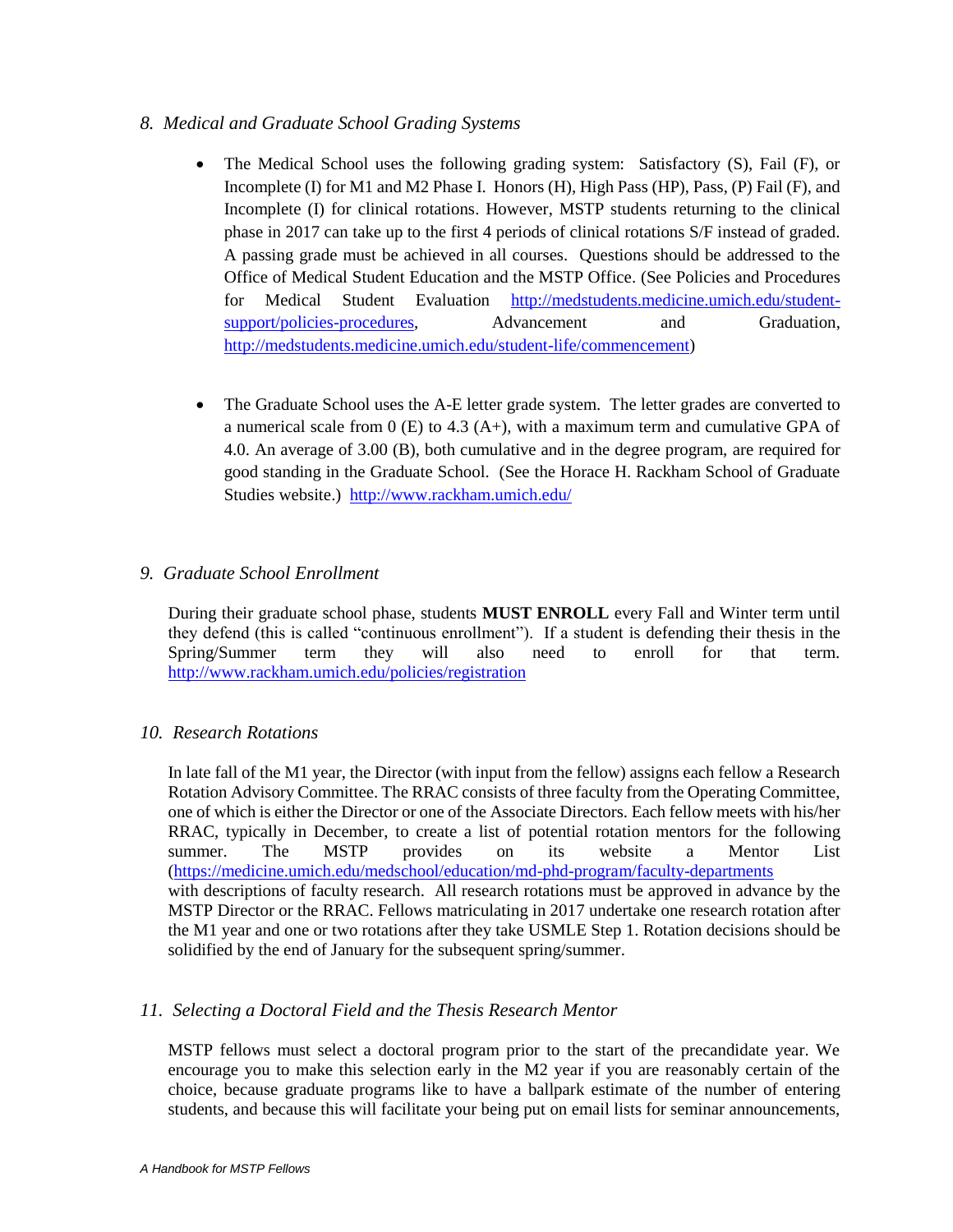## *8. Medical and Graduate School Grading Systems*

- The Medical School uses the following grading system: Satisfactory (S), Fail (F), or Incomplete (I) for M1 and M2 Phase I. Honors (H), High Pass (HP), Pass, (P) Fail (F), and Incomplete (I) for clinical rotations. However, MSTP students returning to the clinical phase in 2017 can take up to the first 4 periods of clinical rotations S/F instead of graded. A passing grade must be achieved in all courses. Questions should be addressed to the Office of Medical Student Education and the MSTP Office. (See Policies and Procedures for Medical Student Evaluation http://medstudents.medicine.umich.edu/student-support/policies-procedures, Advancement and Graduation, http://medstudents.medicine.umich.edu/student-life/commencement)

- The Graduate School uses the A-E letter grade system. The letter grades are converted to a numerical scale from 0 (E) to 4.3 (A+), with a maximum term and cumulative GPA of 4.0. An average of 3.00 (B), both cumulative and in the degree program, are required for good standing in the Graduate School. (See the Horace H. Rackham School of Graduate Studies website.) http://www.rackham.umich.edu/

## *9. Graduate School Enrollment*

During their graduate school phase, students **MUST ENROLL** every Fall and Winter term until they defend (this is called "continuous enrollment"). If a student is defending their thesis in the Spring/Summer term they will also need to enroll for that term. http://www.rackham.umich.edu/policies/registration

## *10. Research Rotations*

In late fall of the M1 year, the Director (with input from the fellow) assigns each fellow a Research Rotation Advisory Committee. The RRAC consists of three faculty from the Operating Committee, one of which is either the Director or one of the Associate Directors. Each fellow meets with his/her RRAC, typically in December, to create a list of potential rotation mentors for the following summer. The MSTP provides on its website a Mentor List (https://medicine.umich.edu/medschool/education/md-phd-program/faculty-departments with descriptions of faculty research. All research rotations must be approved in advance by the MSTP Director or the RRAC. Fellows matriculating in 2017 undertake one research rotation after the M1 year and one or two rotations after they take USMLE Step 1. Rotation decisions should be solidified by the end of January for the subsequent spring/summer.

## *11. Selecting a Doctoral Field and the Thesis Research Mentor*

MSTP fellows must select a doctoral program prior to the start of the precandidate year. We encourage you to make this selection early in the M2 year if you are reasonably certain of the choice, because graduate programs like to have a ballpark estimate of the number of entering students, and because this will facilitate your being put on email lists for seminar announcements,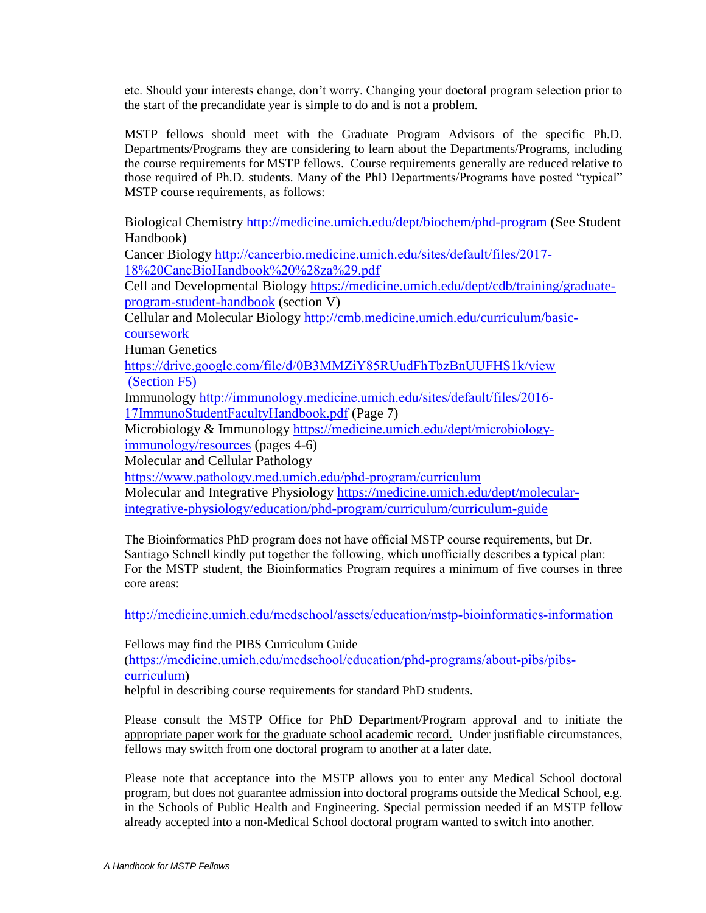etc. Should your interests change, don't worry. Changing your doctoral program selection prior to the start of the precandidate year is simple to do and is not a problem.

MSTP fellows should meet with the Graduate Program Advisors of the specific Ph.D. Departments/Programs they are considering to learn about the Departments/Programs, including the course requirements for MSTP fellows. Course requirements generally are reduced relative to those required of Ph.D. students. Many of the PhD Departments/Programs have posted "typical" MSTP course requirements, as follows:

Biological Chemistry http://medicine.umich.edu/dept/biochem/phd-program (See Student Handbook)
Cancer Biology http://cancerbio.medicine.umich.edu/sites/default/files/2017-18%20CancBioHandbook%20%28za%29.pdf
Cell and Developmental Biology https://medicine.umich.edu/dept/cdb/training/graduate-program-student-handbook (section V)
Cellular and Molecular Biology http://cmb.medicine.umich.edu/curriculum/basic-coursework
Human Genetics
https://drive.google.com/file/d/0B3MMZiY85RUudFhTbzBnUUFHS1k/view (Section F5)
Immunology http://immunology.medicine.umich.edu/sites/default/files/2016-17ImmunoStudentFacultyHandbook.pdf (Page 7)
Microbiology & Immunology https://medicine.umich.edu/dept/microbiology-immunology/resources (pages 4-6)
Molecular and Cellular Pathology
https://www.pathology.med.umich.edu/phd-program/curriculum
Molecular and Integrative Physiology https://medicine.umich.edu/dept/molecular-integrative-physiology/education/phd-program/curriculum/curriculum-guide

The Bioinformatics PhD program does not have official MSTP course requirements, but Dr. Santiago Schnell kindly put together the following, which unofficially describes a typical plan: For the MSTP student, the Bioinformatics Program requires a minimum of five courses in three core areas:

http://medicine.umich.edu/medschool/assets/education/mstp-bioinformatics-information

Fellows may find the PIBS Curriculum Guide (https://medicine.umich.edu/medschool/education/phd-programs/about-pibs/pibs-curriculum)
helpful in describing course requirements for standard PhD students.

<u>Please consult the MSTP Office for PhD Department/Program approval and to initiate the appropriate paper work for the graduate school academic record.</u> Under justifiable circumstances, fellows may switch from one doctoral program to another at a later date.

Please note that acceptance into the MSTP allows you to enter any Medical School doctoral program, but does not guarantee admission into doctoral programs outside the Medical School, e.g. in the Schools of Public Health and Engineering. Special permission needed if an MSTP fellow already accepted into a non-Medical School doctoral program wanted to switch into another.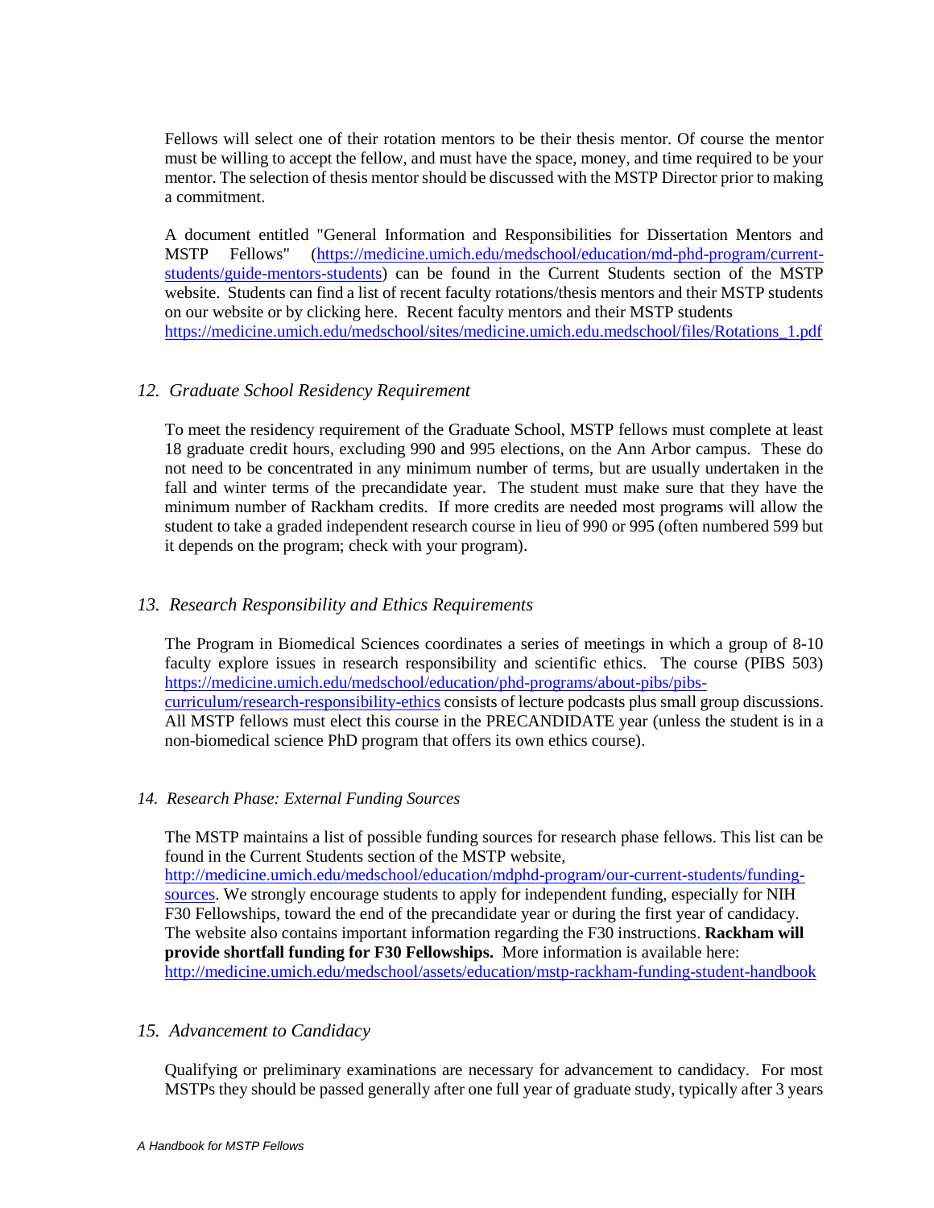Fellows will select one of their rotation mentors to be their thesis mentor. Of course the mentor must be willing to accept the fellow, and must have the space, money, and time required to be your mentor. The selection of thesis mentor should be discussed with the MSTP Director prior to making a commitment.

A document entitled "General Information and Responsibilities for Dissertation Mentors and MSTP Fellows" (https://medicine.umich.edu/medschool/education/md-phd-program/current-students/guide-mentors-students) can be found in the Current Students section of the MSTP website. Students can find a list of recent faculty rotations/thesis mentors and their MSTP students on our website or by clicking here. Recent faculty mentors and their MSTP students https://medicine.umich.edu/medschool/sites/medicine.umich.edu.medschool/files/Rotations_1.pdf

### *12. Graduate School Residency Requirement*

To meet the residency requirement of the Graduate School, MSTP fellows must complete at least 18 graduate credit hours, excluding 990 and 995 elections, on the Ann Arbor campus. These do not need to be concentrated in any minimum number of terms, but are usually undertaken in the fall and winter terms of the precandidate year. The student must make sure that they have the minimum number of Rackham credits. If more credits are needed most programs will allow the student to take a graded independent research course in lieu of 990 or 995 (often numbered 599 but it depends on the program; check with your program).

### *13. Research Responsibility and Ethics Requirements*

The Program in Biomedical Sciences coordinates a series of meetings in which a group of 8-10 faculty explore issues in research responsibility and scientific ethics. The course (PIBS 503) https://medicine.umich.edu/medschool/education/phd-programs/about-pibs/pibs-curriculum/research-responsibility-ethics consists of lecture podcasts plus small group discussions. All MSTP fellows must elect this course in the PRECANDIDATE year (unless the student is in a non-biomedical science PhD program that offers its own ethics course).

### *14. Research Phase: External Funding Sources*

The MSTP maintains a list of possible funding sources for research phase fellows. This list can be found in the Current Students section of the MSTP website, http://medicine.umich.edu/medschool/education/mdphd-program/our-current-students/funding-sources. We strongly encourage students to apply for independent funding, especially for NIH F30 Fellowships, toward the end of the precandidate year or during the first year of candidacy. The website also contains important information regarding the F30 instructions. **Rackham will provide shortfall funding for F30 Fellowships.** More information is available here: http://medicine.umich.edu/medschool/assets/education/mstp-rackham-funding-student-handbook

### *15. Advancement to Candidacy*

Qualifying or preliminary examinations are necessary for advancement to candidacy. For most MSTPs they should be passed generally after one full year of graduate study, typically after 3 years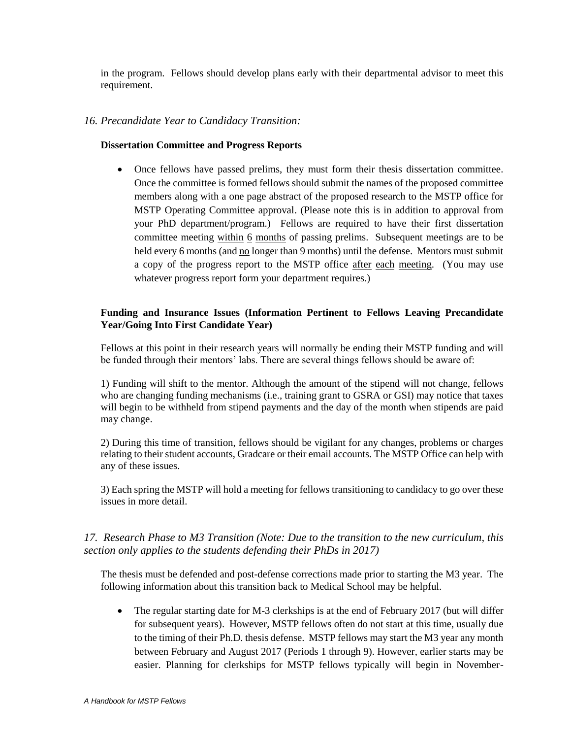in the program. Fellows should develop plans early with their departmental advisor to meet this requirement.

### *16. Precandidate Year to Candidacy Transition:*

**Dissertation Committee and Progress Reports**

- Once fellows have passed prelims, they must form their thesis dissertation committee. Once the committee is formed fellows should submit the names of the proposed committee members along with a one page abstract of the proposed research to the MSTP office for MSTP Operating Committee approval. (Please note this is in addition to approval from your PhD department/program.) Fellows are required to have their first dissertation committee meeting within 6 months of passing prelims. Subsequent meetings are to be held every 6 months (and no longer than 9 months) until the defense. Mentors must submit a copy of the progress report to the MSTP office after each meeting. (You may use whatever progress report form your department requires.)

**Funding and Insurance Issues (Information Pertinent to Fellows Leaving Precandidate Year/Going Into First Candidate Year)**

Fellows at this point in their research years will normally be ending their MSTP funding and will be funded through their mentors' labs. There are several things fellows should be aware of:

1) Funding will shift to the mentor. Although the amount of the stipend will not change, fellows who are changing funding mechanisms (i.e., training grant to GSRA or GSI) may notice that taxes will begin to be withheld from stipend payments and the day of the month when stipends are paid may change.

2) During this time of transition, fellows should be vigilant for any changes, problems or charges relating to their student accounts, Gradcare or their email accounts. The MSTP Office can help with any of these issues.

3) Each spring the MSTP will hold a meeting for fellows transitioning to candidacy to go over these issues in more detail.

### *17. Research Phase to M3 Transition (Note: Due to the transition to the new curriculum, this section only applies to the students defending their PhDs in 2017)*

The thesis must be defended and post-defense corrections made prior to starting the M3 year. The following information about this transition back to Medical School may be helpful.

- The regular starting date for M-3 clerkships is at the end of February 2017 (but will differ for subsequent years). However, MSTP fellows often do not start at this time, usually due to the timing of their Ph.D. thesis defense. MSTP fellows may start the M3 year any month between February and August 2017 (Periods 1 through 9). However, earlier starts may be easier. Planning for clerkships for MSTP fellows typically will begin in November-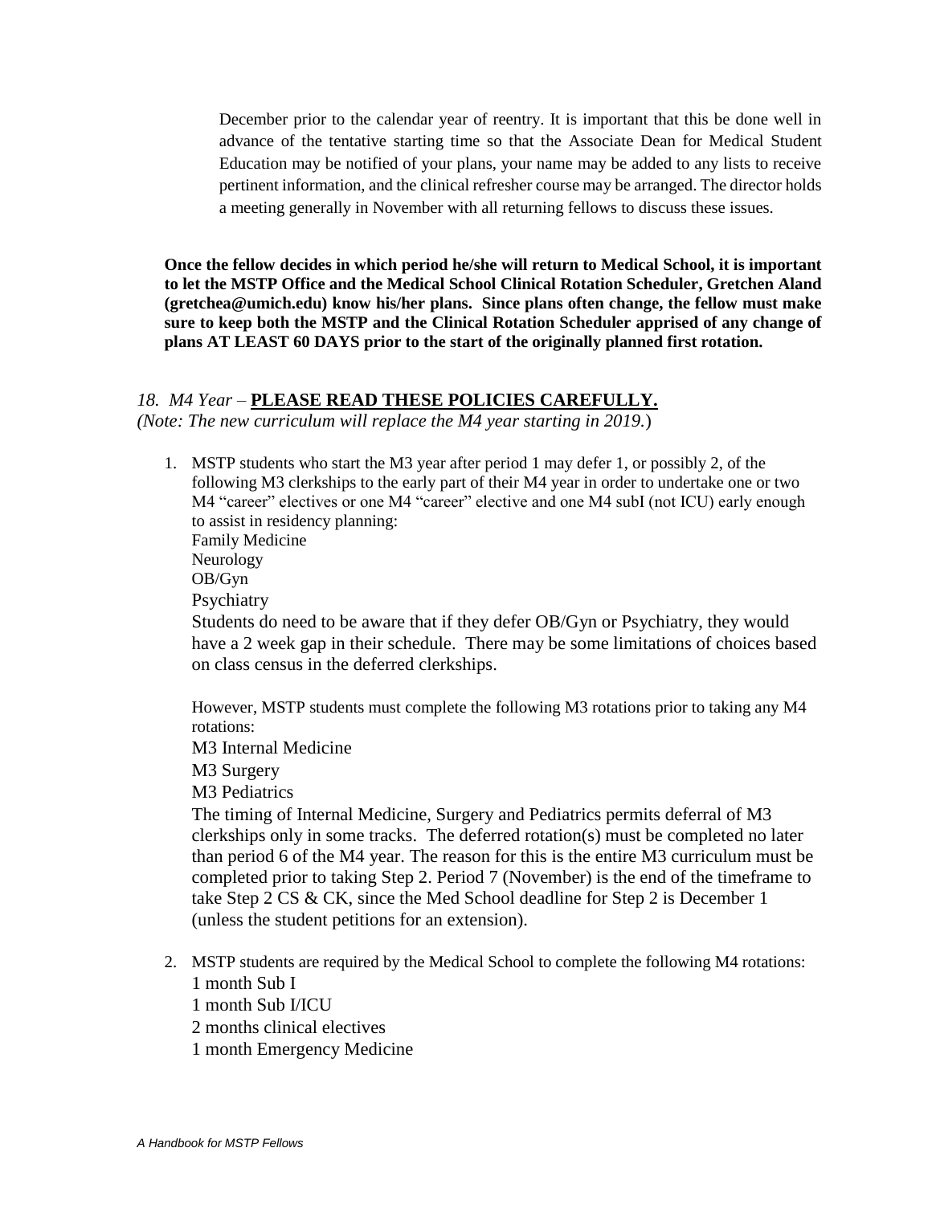December prior to the calendar year of reentry. It is important that this be done well in advance of the tentative starting time so that the Associate Dean for Medical Student Education may be notified of your plans, your name may be added to any lists to receive pertinent information, and the clinical refresher course may be arranged. The director holds a meeting generally in November with all returning fellows to discuss these issues.

**Once the fellow decides in which period he/she will return to Medical School, it is important to let the MSTP Office and the Medical School Clinical Rotation Scheduler, Gretchen Aland (gretchea@umich.edu) know his/her plans. Since plans often change, the fellow must make sure to keep both the MSTP and the Clinical Rotation Scheduler apprised of any change of plans AT LEAST 60 DAYS prior to the start of the originally planned first rotation.**

### *18. M4 Year* – **PLEASE READ THESE POLICIES CAREFULLY.**

*(Note: The new curriculum will replace the M4 year starting in 2019.)*

1. MSTP students who start the M3 year after period 1 may defer 1, or possibly 2, of the following M3 clerkships to the early part of their M4 year in order to undertake one or two M4 "career" electives or one M4 "career" elective and one M4 subI (not ICU) early enough to assist in residency planning:
   Family Medicine
   Neurology
   OB/Gyn
   Psychiatry
   Students do need to be aware that if they defer OB/Gyn or Psychiatry, they would have a 2 week gap in their schedule. There may be some limitations of choices based on class census in the deferred clerkships.

   However, MSTP students must complete the following M3 rotations prior to taking any M4 rotations:
   M3 Internal Medicine
   M3 Surgery
   M3 Pediatrics
   The timing of Internal Medicine, Surgery and Pediatrics permits deferral of M3 clerkships only in some tracks. The deferred rotation(s) must be completed no later than period 6 of the M4 year. The reason for this is the entire M3 curriculum must be completed prior to taking Step 2. Period 7 (November) is the end of the timeframe to take Step 2 CS & CK, since the Med School deadline for Step 2 is December 1 (unless the student petitions for an extension).

2. MSTP students are required by the Medical School to complete the following M4 rotations:
   1 month Sub I
   1 month Sub I/ICU
   2 months clinical electives
   1 month Emergency Medicine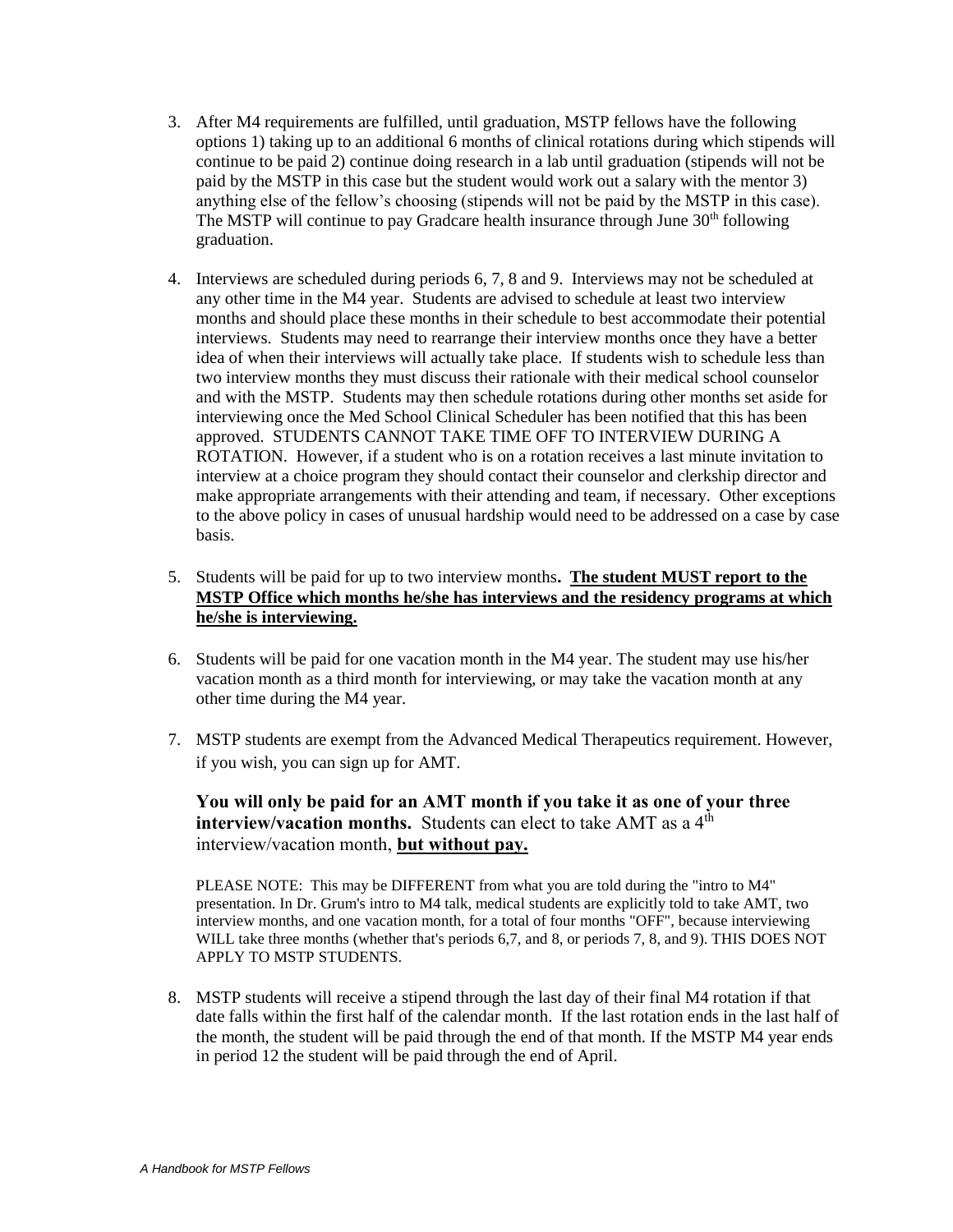3. After M4 requirements are fulfilled, until graduation, MSTP fellows have the following options 1) taking up to an additional 6 months of clinical rotations during which stipends will continue to be paid 2) continue doing research in a lab until graduation (stipends will not be paid by the MSTP in this case but the student would work out a salary with the mentor 3) anything else of the fellow's choosing (stipends will not be paid by the MSTP in this case). The MSTP will continue to pay Gradcare health insurance through June 30th following graduation.

4. Interviews are scheduled during periods 6, 7, 8 and 9. Interviews may not be scheduled at any other time in the M4 year. Students are advised to schedule at least two interview months and should place these months in their schedule to best accommodate their potential interviews. Students may need to rearrange their interview months once they have a better idea of when their interviews will actually take place. If students wish to schedule less than two interview months they must discuss their rationale with their medical school counselor and with the MSTP. Students may then schedule rotations during other months set aside for interviewing once the Med School Clinical Scheduler has been notified that this has been approved. STUDENTS CANNOT TAKE TIME OFF TO INTERVIEW DURING A ROTATION. However, if a student who is on a rotation receives a last minute invitation to interview at a choice program they should contact their counselor and clerkship director and make appropriate arrangements with their attending and team, if necessary. Other exceptions to the above policy in cases of unusual hardship would need to be addressed on a case by case basis.

5. Students will be paid for up to two interview months**. <u>The student MUST report to the MSTP Office which months he/she has interviews and the residency programs at which he/she is interviewing.</u>**

6. Students will be paid for one vacation month in the M4 year. The student may use his/her vacation month as a third month for interviewing, or may take the vacation month at any other time during the M4 year.

7. MSTP students are exempt from the Advanced Medical Therapeutics requirement. However, if you wish, you can sign up for AMT.

   **You will only be paid for an AMT month if you take it as one of your three interview/vacation months.** Students can elect to take AMT as a 4th interview/vacation month, **<u>but without pay.</u>**

   PLEASE NOTE: This may be DIFFERENT from what you are told during the "intro to M4" presentation. In Dr. Grum's intro to M4 talk, medical students are explicitly told to take AMT, two interview months, and one vacation month, for a total of four months "OFF", because interviewing WILL take three months (whether that's periods 6,7, and 8, or periods 7, 8, and 9). THIS DOES NOT APPLY TO MSTP STUDENTS.

8. MSTP students will receive a stipend through the last day of their final M4 rotation if that date falls within the first half of the calendar month. If the last rotation ends in the last half of the month, the student will be paid through the end of that month. If the MSTP M4 year ends in period 12 the student will be paid through the end of April.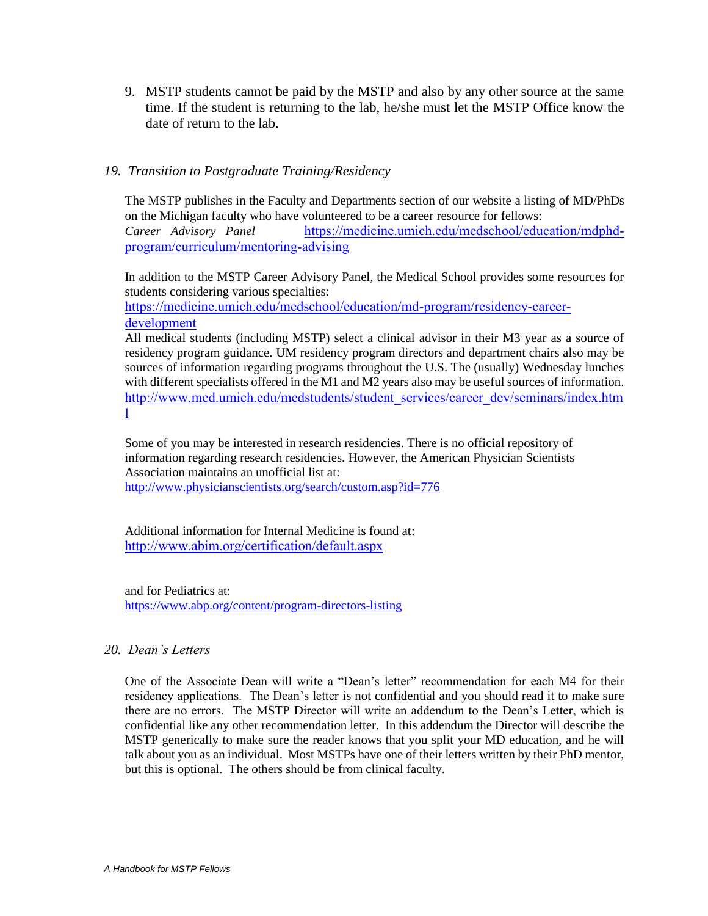9. MSTP students cannot be paid by the MSTP and also by any other source at the same time. If the student is returning to the lab, he/she must let the MSTP Office know the date of return to the lab.

## *19. Transition to Postgraduate Training/Residency*

The MSTP publishes in the Faculty and Departments section of our website a listing of MD/PhDs on the Michigan faculty who have volunteered to be a career resource for fellows:
*Career Advisory Panel* https://medicine.umich.edu/medschool/education/mdphd-program/curriculum/mentoring-advising

In addition to the MSTP Career Advisory Panel, the Medical School provides some resources for students considering various specialties:
https://medicine.umich.edu/medschool/education/md-program/residency-career-development
All medical students (including MSTP) select a clinical advisor in their M3 year as a source of residency program guidance. UM residency program directors and department chairs also may be sources of information regarding programs throughout the U.S. The (usually) Wednesday lunches with different specialists offered in the M1 and M2 years also may be useful sources of information.
http://www.med.umich.edu/medstudents/student_services/career_dev/seminars/index.html

Some of you may be interested in research residencies. There is no official repository of information regarding research residencies. However, the American Physician Scientists Association maintains an unofficial list at:
http://www.physicianscientists.org/search/custom.asp?id=776

Additional information for Internal Medicine is found at:
http://www.abim.org/certification/default.aspx

and for Pediatrics at:
https://www.abp.org/content/program-directors-listing

## *20. Dean's Letters*

One of the Associate Dean will write a "Dean's letter" recommendation for each M4 for their residency applications. The Dean's letter is not confidential and you should read it to make sure there are no errors. The MSTP Director will write an addendum to the Dean's Letter, which is confidential like any other recommendation letter. In this addendum the Director will describe the MSTP generically to make sure the reader knows that you split your MD education, and he will talk about you as an individual. Most MSTPs have one of their letters written by their PhD mentor, but this is optional. The others should be from clinical faculty.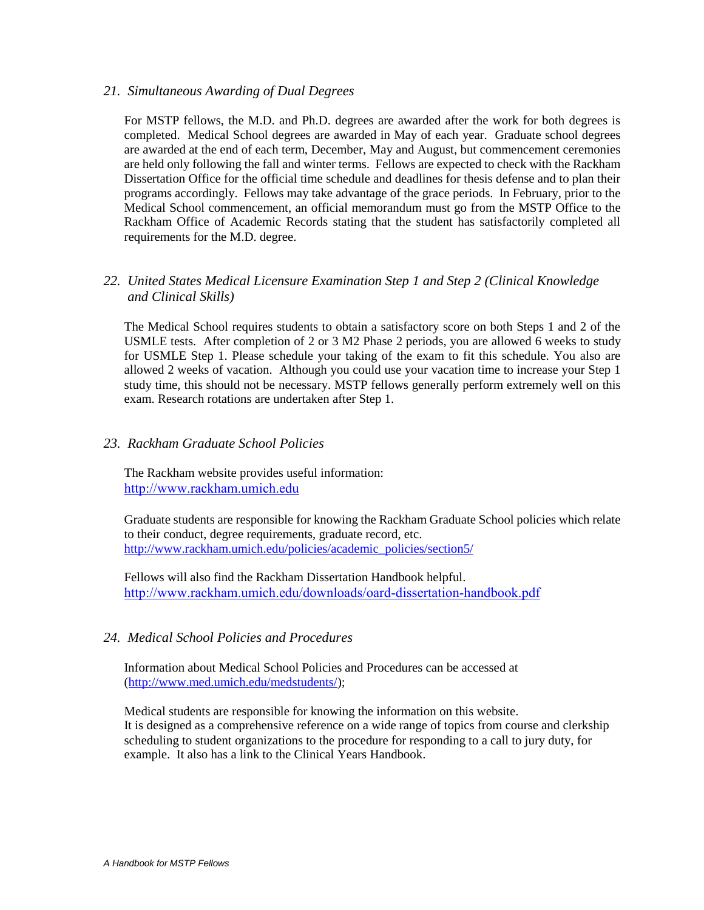### *21. Simultaneous Awarding of Dual Degrees*

For MSTP fellows, the M.D. and Ph.D. degrees are awarded after the work for both degrees is completed. Medical School degrees are awarded in May of each year. Graduate school degrees are awarded at the end of each term, December, May and August, but commencement ceremonies are held only following the fall and winter terms. Fellows are expected to check with the Rackham Dissertation Office for the official time schedule and deadlines for thesis defense and to plan their programs accordingly. Fellows may take advantage of the grace periods. In February, prior to the Medical School commencement, an official memorandum must go from the MSTP Office to the Rackham Office of Academic Records stating that the student has satisfactorily completed all requirements for the M.D. degree.

### *22. United States Medical Licensure Examination Step 1 and Step 2 (Clinical Knowledge and Clinical Skills)*

The Medical School requires students to obtain a satisfactory score on both Steps 1 and 2 of the USMLE tests. After completion of 2 or 3 M2 Phase 2 periods, you are allowed 6 weeks to study for USMLE Step 1. Please schedule your taking of the exam to fit this schedule. You also are allowed 2 weeks of vacation. Although you could use your vacation time to increase your Step 1 study time, this should not be necessary. MSTP fellows generally perform extremely well on this exam. Research rotations are undertaken after Step 1.

### *23. Rackham Graduate School Policies*

The Rackham website provides useful information:
http://www.rackham.umich.edu

Graduate students are responsible for knowing the Rackham Graduate School policies which relate to their conduct, degree requirements, graduate record, etc.
http://www.rackham.umich.edu/policies/academic_policies/section5/

Fellows will also find the Rackham Dissertation Handbook helpful.
http://www.rackham.umich.edu/downloads/oard-dissertation-handbook.pdf

### *24. Medical School Policies and Procedures*

Information about Medical School Policies and Procedures can be accessed at (http://www.med.umich.edu/medstudents/);

Medical students are responsible for knowing the information on this website.
It is designed as a comprehensive reference on a wide range of topics from course and clerkship scheduling to student organizations to the procedure for responding to a call to jury duty, for example. It also has a link to the Clinical Years Handbook.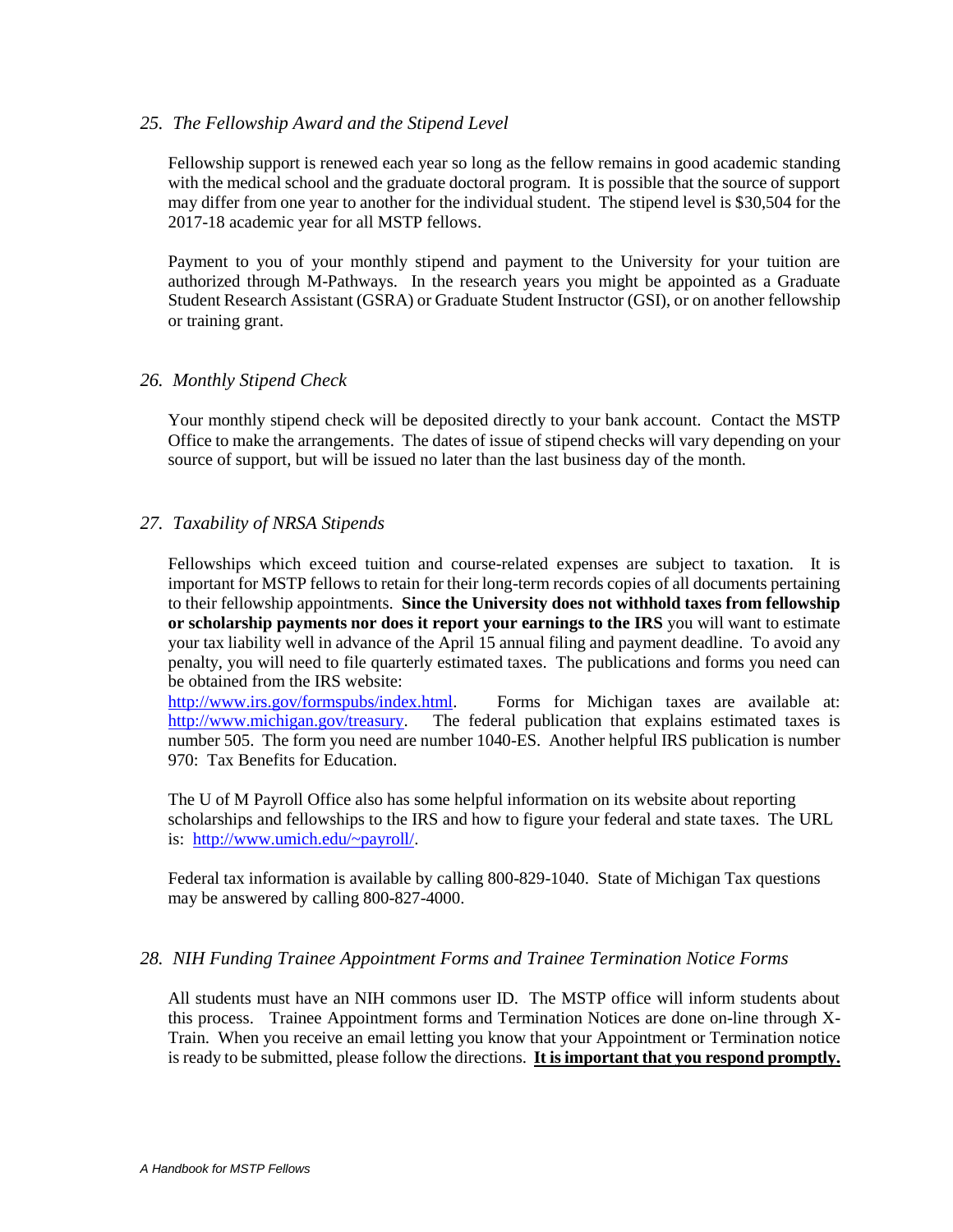### *25. The Fellowship Award and the Stipend Level*

Fellowship support is renewed each year so long as the fellow remains in good academic standing with the medical school and the graduate doctoral program. It is possible that the source of support may differ from one year to another for the individual student. The stipend level is $30,504 for the 2017-18 academic year for all MSTP fellows.

Payment to you of your monthly stipend and payment to the University for your tuition are authorized through M-Pathways. In the research years you might be appointed as a Graduate Student Research Assistant (GSRA) or Graduate Student Instructor (GSI), or on another fellowship or training grant.

### *26. Monthly Stipend Check*

Your monthly stipend check will be deposited directly to your bank account. Contact the MSTP Office to make the arrangements. The dates of issue of stipend checks will vary depending on your source of support, but will be issued no later than the last business day of the month.

### *27. Taxability of NRSA Stipends*

Fellowships which exceed tuition and course-related expenses are subject to taxation. It is important for MSTP fellows to retain for their long-term records copies of all documents pertaining to their fellowship appointments. **Since the University does not withhold taxes from fellowship or scholarship payments nor does it report your earnings to the IRS** you will want to estimate your tax liability well in advance of the April 15 annual filing and payment deadline. To avoid any penalty, you will need to file quarterly estimated taxes. The publications and forms you need can be obtained from the IRS website: [http://www.irs.gov/formspubs/index.html](http://www.irs.gov/formspubs/index.html). Forms for Michigan taxes are available at: [http://www.michigan.gov/treasury](http://www.michigan.gov/treasury). The federal publication that explains estimated taxes is number 505. The form you need are number 1040-ES. Another helpful IRS publication is number 970: Tax Benefits for Education.

The U of M Payroll Office also has some helpful information on its website about reporting scholarships and fellowships to the IRS and how to figure your federal and state taxes. The URL is: [http://www.umich.edu/~payroll/](http://www.umich.edu/~payroll/).

Federal tax information is available by calling 800-829-1040. State of Michigan Tax questions may be answered by calling 800-827-4000.

### *28. NIH Funding Trainee Appointment Forms and Trainee Termination Notice Forms*

All students must have an NIH commons user ID. The MSTP office will inform students about this process. Trainee Appointment forms and Termination Notices are done on-line through X-Train. When you receive an email letting you know that your Appointment or Termination notice is ready to be submitted, please follow the directions. **<u>It is important that you respond promptly.</u>**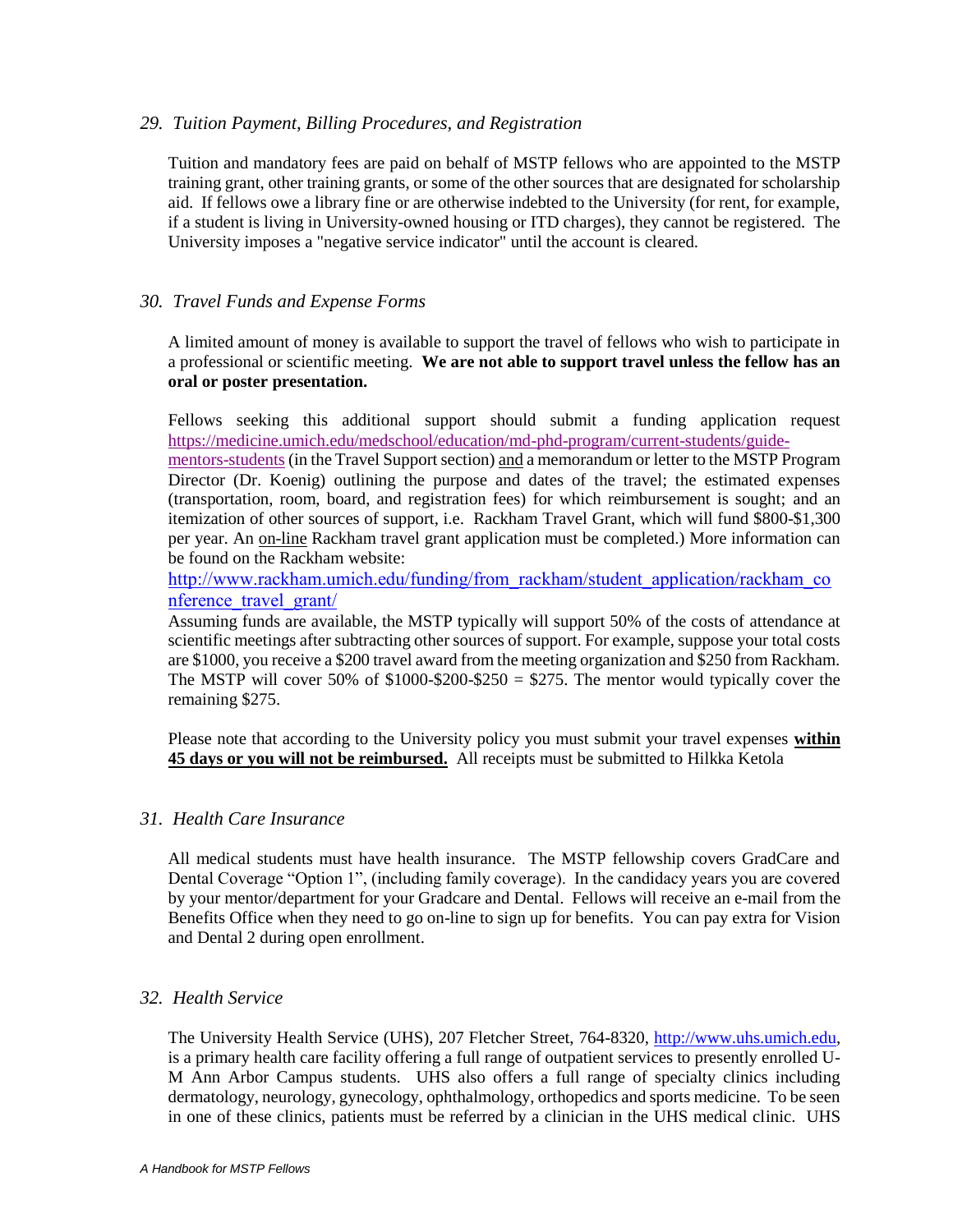## *29. Tuition Payment, Billing Procedures, and Registration*

Tuition and mandatory fees are paid on behalf of MSTP fellows who are appointed to the MSTP training grant, other training grants, or some of the other sources that are designated for scholarship aid. If fellows owe a library fine or are otherwise indebted to the University (for rent, for example, if a student is living in University-owned housing or ITD charges), they cannot be registered. The University imposes a "negative service indicator" until the account is cleared.

## *30. Travel Funds and Expense Forms*

A limited amount of money is available to support the travel of fellows who wish to participate in a professional or scientific meeting. **We are not able to support travel unless the fellow has an oral or poster presentation.**

Fellows seeking this additional support should submit a funding application request [https://medicine.umich.edu/medschool/education/md-phd-program/current-students/guide-mentors-students](https://medicine.umich.edu/medschool/education/md-phd-program/current-students/guide-mentors-students) (in the Travel Support section) and a memorandum or letter to the MSTP Program Director (Dr. Koenig) outlining the purpose and dates of the travel; the estimated expenses (transportation, room, board, and registration fees) for which reimbursement is sought; and an itemization of other sources of support, i.e. Rackham Travel Grant, which will fund $800-$1,300 per year. An on-line Rackham travel grant application must be completed.) More information can be found on the Rackham website:
[http://www.rackham.umich.edu/funding/from_rackham/student_application/rackham_conference_travel_grant/](http://www.rackham.umich.edu/funding/from_rackham/student_application/rackham_conference_travel_grant/)
Assuming funds are available, the MSTP typically will support 50% of the costs of attendance at scientific meetings after subtracting other sources of support. For example, suppose your total costs are $1000, you receive a $200 travel award from the meeting organization and $250 from Rackham. The MSTP will cover 50% of $1000-$200-$250 = $275. The mentor would typically cover the remaining $275.

Please note that according to the University policy you must submit your travel expenses **within 45 days or you will not be reimbursed.** All receipts must be submitted to Hilkka Ketola

## *31. Health Care Insurance*

All medical students must have health insurance. The MSTP fellowship covers GradCare and Dental Coverage "Option 1", (including family coverage). In the candidacy years you are covered by your mentor/department for your Gradcare and Dental. Fellows will receive an e-mail from the Benefits Office when they need to go on-line to sign up for benefits. You can pay extra for Vision and Dental 2 during open enrollment.

## *32. Health Service*

The University Health Service (UHS), 207 Fletcher Street, 764-8320, [http://www.uhs.umich.edu](http://www.uhs.umich.edu), is a primary health care facility offering a full range of outpatient services to presently enrolled U-M Ann Arbor Campus students. UHS also offers a full range of specialty clinics including dermatology, neurology, gynecology, ophthalmology, orthopedics and sports medicine. To be seen in one of these clinics, patients must be referred by a clinician in the UHS medical clinic. UHS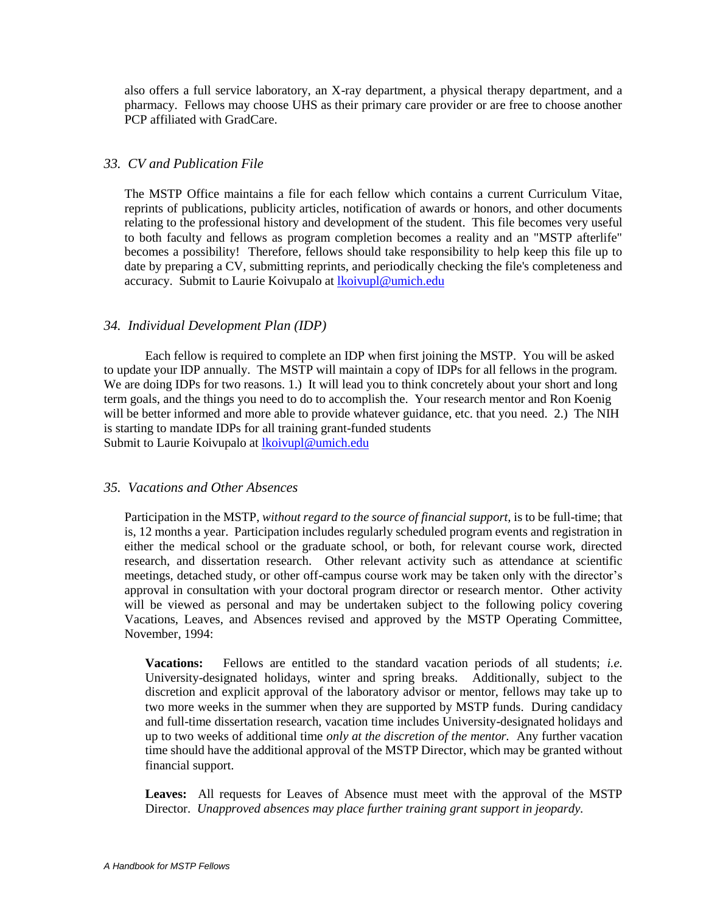also offers a full service laboratory, an X-ray department, a physical therapy department, and a pharmacy. Fellows may choose UHS as their primary care provider or are free to choose another PCP affiliated with GradCare.

### *33. CV and Publication File*

The MSTP Office maintains a file for each fellow which contains a current Curriculum Vitae, reprints of publications, publicity articles, notification of awards or honors, and other documents relating to the professional history and development of the student. This file becomes very useful to both faculty and fellows as program completion becomes a reality and an "MSTP afterlife" becomes a possibility! Therefore, fellows should take responsibility to help keep this file up to date by preparing a CV, submitting reprints, and periodically checking the file's completeness and accuracy. Submit to Laurie Koivupalo at lkoivupl@umich.edu

### *34. Individual Development Plan (IDP)*

Each fellow is required to complete an IDP when first joining the MSTP. You will be asked to update your IDP annually. The MSTP will maintain a copy of IDPs for all fellows in the program. We are doing IDPs for two reasons. 1.) It will lead you to think concretely about your short and long term goals, and the things you need to do to accomplish the. Your research mentor and Ron Koenig will be better informed and more able to provide whatever guidance, etc. that you need. 2.) The NIH is starting to mandate IDPs for all training grant-funded students
Submit to Laurie Koivupalo at lkoivupl@umich.edu

### *35. Vacations and Other Absences*

Participation in the MSTP, *without regard to the source of financial support*, is to be full-time; that is, 12 months a year. Participation includes regularly scheduled program events and registration in either the medical school or the graduate school, or both, for relevant course work, directed research, and dissertation research. Other relevant activity such as attendance at scientific meetings, detached study, or other off-campus course work may be taken only with the director's approval in consultation with your doctoral program director or research mentor. Other activity will be viewed as personal and may be undertaken subject to the following policy covering Vacations, Leaves, and Absences revised and approved by the MSTP Operating Committee, November, 1994:

**Vacations:** Fellows are entitled to the standard vacation periods of all students; *i.e.* University-designated holidays, winter and spring breaks. Additionally, subject to the discretion and explicit approval of the laboratory advisor or mentor, fellows may take up to two more weeks in the summer when they are supported by MSTP funds. During candidacy and full-time dissertation research, vacation time includes University-designated holidays and up to two weeks of additional time *only at the discretion of the mentor.* Any further vacation time should have the additional approval of the MSTP Director, which may be granted without financial support.

**Leaves:** All requests for Leaves of Absence must meet with the approval of the MSTP Director. *Unapproved absences may place further training grant support in jeopardy.*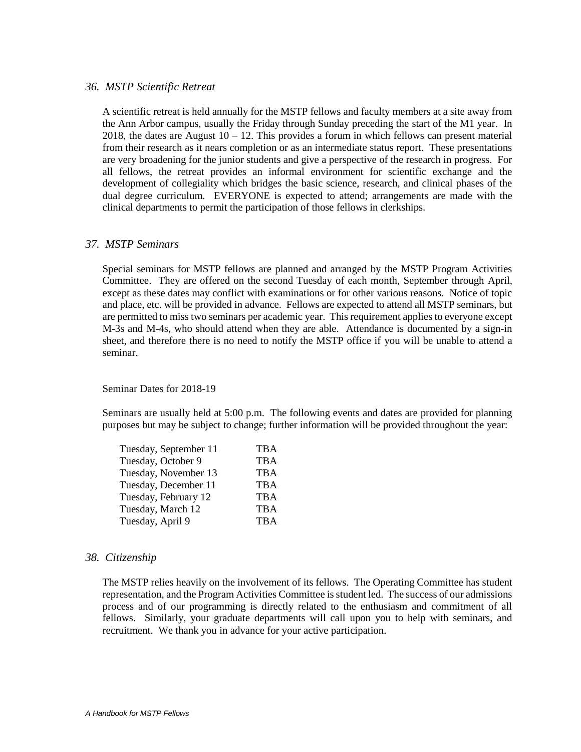### *36. MSTP Scientific Retreat*

A scientific retreat is held annually for the MSTP fellows and faculty members at a site away from the Ann Arbor campus, usually the Friday through Sunday preceding the start of the M1 year. In 2018, the dates are August 10 – 12. This provides a forum in which fellows can present material from their research as it nears completion or as an intermediate status report. These presentations are very broadening for the junior students and give a perspective of the research in progress. For all fellows, the retreat provides an informal environment for scientific exchange and the development of collegiality which bridges the basic science, research, and clinical phases of the dual degree curriculum. EVERYONE is expected to attend; arrangements are made with the clinical departments to permit the participation of those fellows in clerkships.

### *37. MSTP Seminars*

Special seminars for MSTP fellows are planned and arranged by the MSTP Program Activities Committee. They are offered on the second Tuesday of each month, September through April, except as these dates may conflict with examinations or for other various reasons. Notice of topic and place, etc. will be provided in advance. Fellows are expected to attend all MSTP seminars, but are permitted to miss two seminars per academic year. This requirement applies to everyone except M-3s and M-4s, who should attend when they are able. Attendance is documented by a sign-in sheet, and therefore there is no need to notify the MSTP office if you will be unable to attend a seminar.

Seminar Dates for 2018-19

Seminars are usually held at 5:00 p.m. The following events and dates are provided for planning purposes but may be subject to change; further information will be provided throughout the year:

| Date | Topic |
|---|---|
| Tuesday, September 11 | TBA |
| Tuesday, October 9 | TBA |
| Tuesday, November 13 | TBA |
| Tuesday, December 11 | TBA |
| Tuesday, February 12 | TBA |
| Tuesday, March 12 | TBA |
| Tuesday, April 9 | TBA |

### *38. Citizenship*

The MSTP relies heavily on the involvement of its fellows. The Operating Committee has student representation, and the Program Activities Committee is student led. The success of our admissions process and of our programming is directly related to the enthusiasm and commitment of all fellows. Similarly, your graduate departments will call upon you to help with seminars, and recruitment. We thank you in advance for your active participation.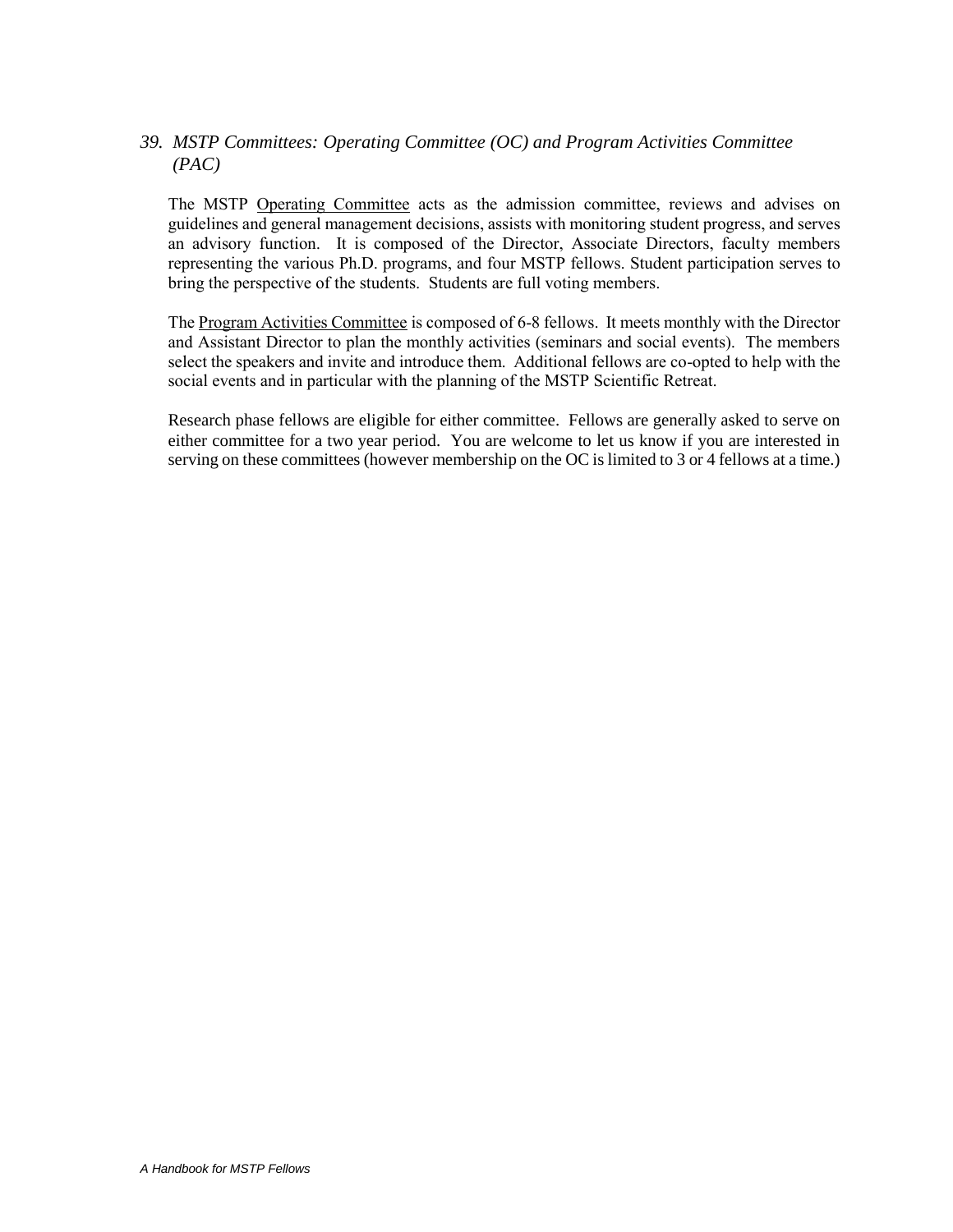### *39. MSTP Committees: Operating Committee (OC) and Program Activities Committee (PAC)*

The MSTP Operating Committee acts as the admission committee, reviews and advises on guidelines and general management decisions, assists with monitoring student progress, and serves an advisory function. It is composed of the Director, Associate Directors, faculty members representing the various Ph.D. programs, and four MSTP fellows. Student participation serves to bring the perspective of the students. Students are full voting members.

The Program Activities Committee is composed of 6-8 fellows. It meets monthly with the Director and Assistant Director to plan the monthly activities (seminars and social events). The members select the speakers and invite and introduce them. Additional fellows are co-opted to help with the social events and in particular with the planning of the MSTP Scientific Retreat.

Research phase fellows are eligible for either committee. Fellows are generally asked to serve on either committee for a two year period. You are welcome to let us know if you are interested in serving on these committees (however membership on the OC is limited to 3 or 4 fellows at a time.)